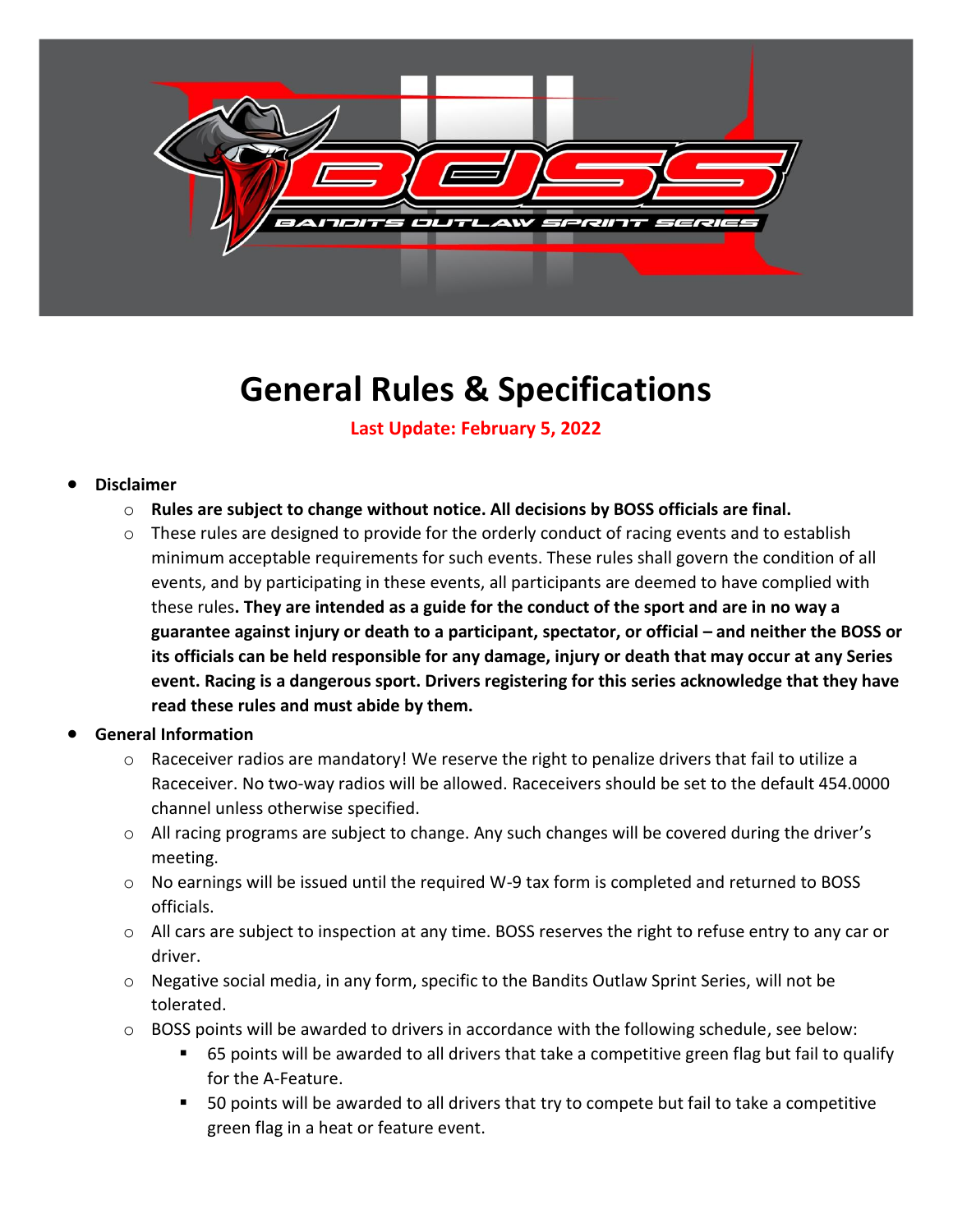# General Rules & Specifications

**Last Update: February 5, 2022**

- **Disclaimer**
  - **Rules are subject to change without notice. All decisions by BOSS officials are final.**
  - These rules are designed to provide for the orderly conduct of racing events and to establish minimum acceptable requirements for such events. These rules shall govern the condition of all events, and by participating in these events, all participants are deemed to have complied with these rules**. They are intended as a guide for the conduct of the sport and are in no way a guarantee against injury or death to a participant, spectator, or official – and neither the BOSS or its officials can be held responsible for any damage, injury or death that may occur at any Series event. Racing is a dangerous sport. Drivers registering for this series acknowledge that they have read these rules and must abide by them.**
- **General Information**
  - Raceceiver radios are mandatory! We reserve the right to penalize drivers that fail to utilize a Raceceiver. No two-way radios will be allowed. Raceceivers should be set to the default 454.0000 channel unless otherwise specified.
  - All racing programs are subject to change. Any such changes will be covered during the driver's meeting.
  - No earnings will be issued until the required W-9 tax form is completed and returned to BOSS officials.
  - All cars are subject to inspection at any time. BOSS reserves the right to refuse entry to any car or driver.
  - Negative social media, in any form, specific to the Bandits Outlaw Sprint Series, will not be tolerated.
  - BOSS points will be awarded to drivers in accordance with the following schedule, see below:
    - 65 points will be awarded to all drivers that take a competitive green flag but fail to qualify for the A-Feature.
    - 50 points will be awarded to all drivers that try to compete but fail to take a competitive green flag in a heat or feature event.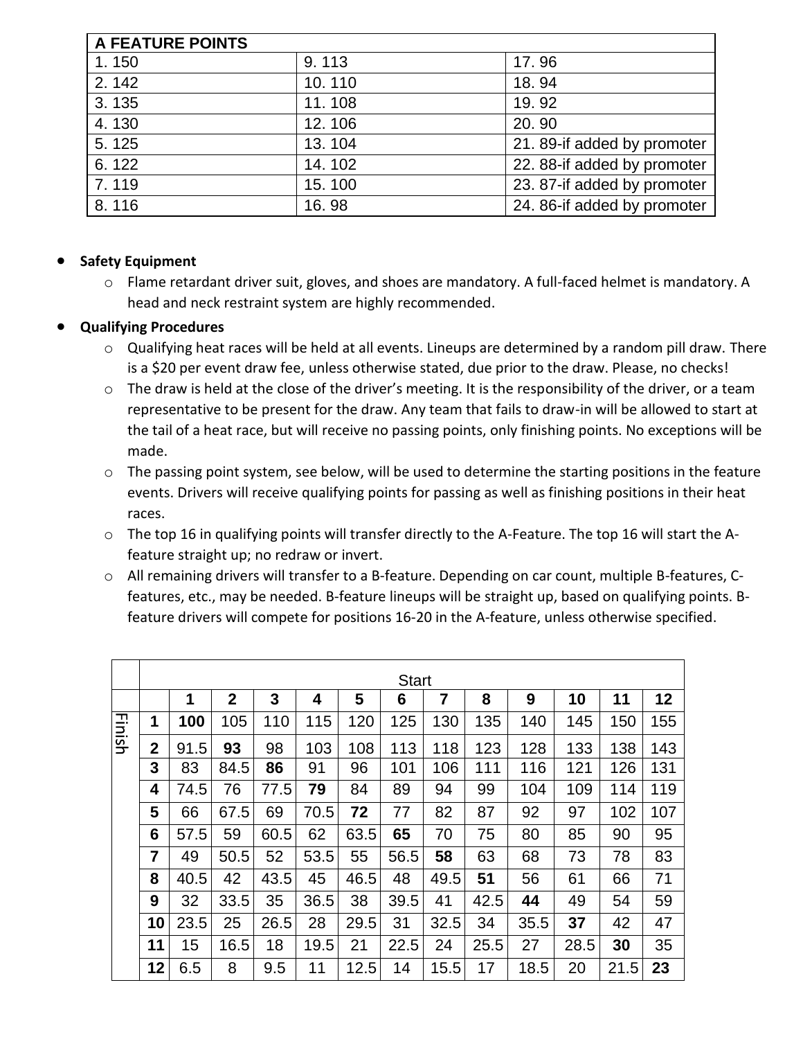| A FEATURE POINTS | | |
|---|---|---|
| 1. 150 | 9. 113 | 17. 96 |
| 2. 142 | 10. 110 | 18. 94 |
| 3. 135 | 11. 108 | 19. 92 |
| 4. 130 | 12. 106 | 20. 90 |
| 5. 125 | 13. 104 | 21. 89-if added by promoter |
| 6. 122 | 14. 102 | 22. 88-if added by promoter |
| 7. 119 | 15. 100 | 23. 87-if added by promoter |
| 8. 116 | 16. 98 | 24. 86-if added by promoter |

- **Safety Equipment**
  - Flame retardant driver suit, gloves, and shoes are mandatory. A full-faced helmet is mandatory. A head and neck restraint system are highly recommended.
- **Qualifying Procedures**
  - Qualifying heat races will be held at all events. Lineups are determined by a random pill draw. There is a $20 per event draw fee, unless otherwise stated, due prior to the draw. Please, no checks!
  - The draw is held at the close of the driver's meeting. It is the responsibility of the driver, or a team representative to be present for the draw. Any team that fails to draw-in will be allowed to start at the tail of a heat race, but will receive no passing points, only finishing points. No exceptions will be made.
  - The passing point system, see below, will be used to determine the starting positions in the feature events. Drivers will receive qualifying points for passing as well as finishing positions in their heat races.
  - The top 16 in qualifying points will transfer directly to the A-Feature. The top 16 will start the A-feature straight up; no redraw or invert.
  - All remaining drivers will transfer to a B-feature. Depending on car count, multiple B-features, C-features, etc., may be needed. B-feature lineups will be straight up, based on qualifying points. B-feature drivers will compete for positions 16-20 in the A-feature, unless otherwise specified.

| | | Start | | | | | | | | | | | |
|---|---|---|---|---|---|---|---|---|---|---|---|---|---|
| | | **1** | **2** | **3** | **4** | **5** | **6** | **7** | **8** | **9** | **10** | **11** | **12** |
| Finish | **1** | **100** | 105 | 110 | 115 | 120 | 125 | 130 | 135 | 140 | 145 | 150 | 155 |
| | **2** | 91.5 | **93** | 98 | 103 | 108 | 113 | 118 | 123 | 128 | 133 | 138 | 143 |
| | **3** | 83 | 84.5 | **86** | 91 | 96 | 101 | 106 | 111 | 116 | 121 | 126 | 131 |
| | **4** | 74.5 | 76 | 77.5 | **79** | 84 | 89 | 94 | 99 | 104 | 109 | 114 | 119 |
| | **5** | 66 | 67.5 | 69 | 70.5 | **72** | 77 | 82 | 87 | 92 | 97 | 102 | 107 |
| | **6** | 57.5 | 59 | 60.5 | 62 | 63.5 | **65** | 70 | 75 | 80 | 85 | 90 | 95 |
| | **7** | 49 | 50.5 | 52 | 53.5 | 55 | 56.5 | **58** | 63 | 68 | 73 | 78 | 83 |
| | **8** | 40.5 | 42 | 43.5 | 45 | 46.5 | 48 | 49.5 | **51** | 56 | 61 | 66 | 71 |
| | **9** | 32 | 33.5 | 35 | 36.5 | 38 | 39.5 | 41 | 42.5 | **44** | 49 | 54 | 59 |
| | **10** | 23.5 | 25 | 26.5 | 28 | 29.5 | 31 | 32.5 | 34 | 35.5 | **37** | 42 | 47 |
| | **11** | 15 | 16.5 | 18 | 19.5 | 21 | 22.5 | 24 | 25.5 | 27 | 28.5 | **30** | 35 |
| | **12** | 6.5 | 8 | 9.5 | 11 | 12.5 | 14 | 15.5 | 17 | 18.5 | 20 | 21.5 | **23** |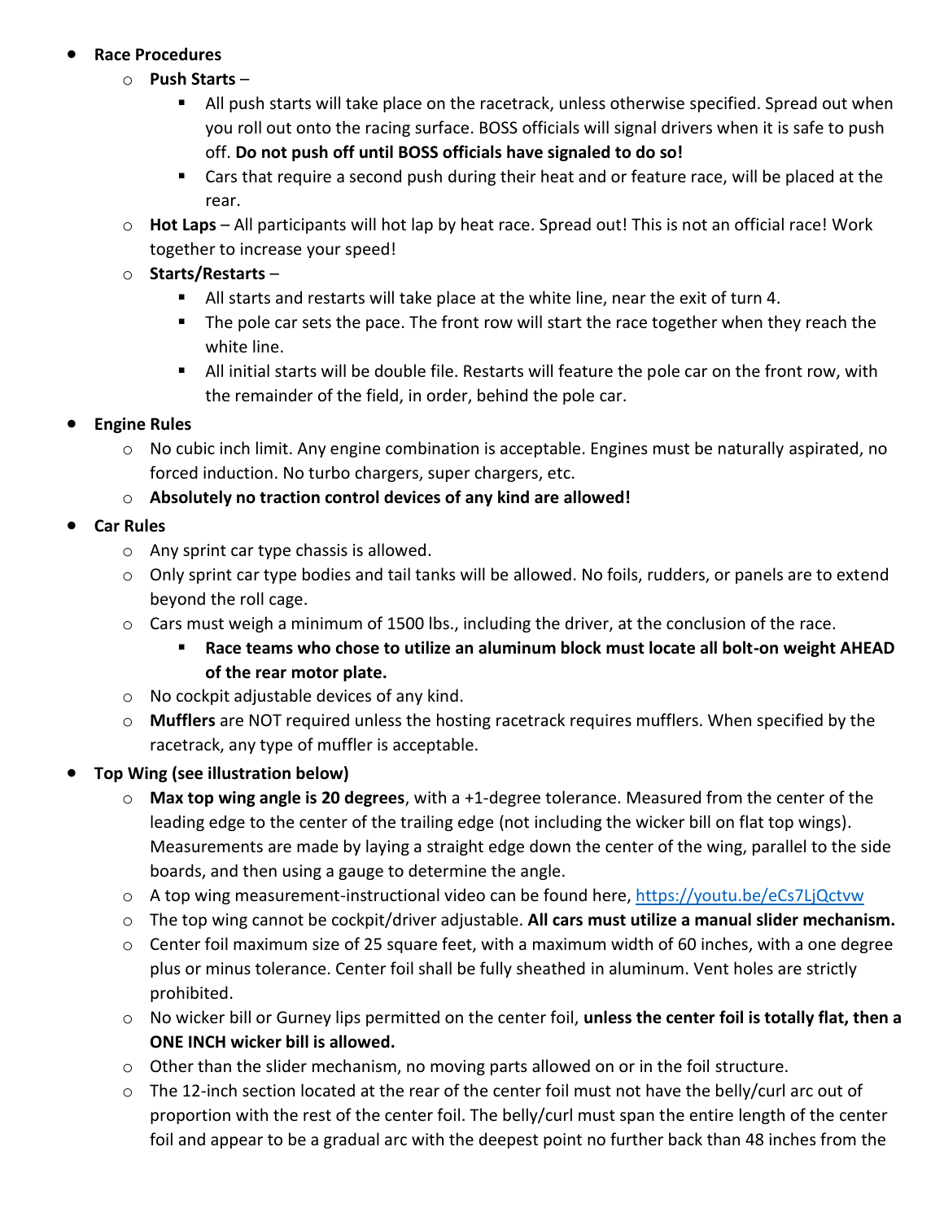- **Race Procedures**
  - **Push Starts** –
    - All push starts will take place on the racetrack, unless otherwise specified. Spread out when you roll out onto the racing surface. BOSS officials will signal drivers when it is safe to push off. **Do not push off until BOSS officials have signaled to do so!**
    - Cars that require a second push during their heat and or feature race, will be placed at the rear.
  - **Hot Laps** – All participants will hot lap by heat race. Spread out! This is not an official race! Work together to increase your speed!
  - **Starts/Restarts** –
    - All starts and restarts will take place at the white line, near the exit of turn 4.
    - The pole car sets the pace. The front row will start the race together when they reach the white line.
    - All initial starts will be double file. Restarts will feature the pole car on the front row, with the remainder of the field, in order, behind the pole car.
- **Engine Rules**
  - No cubic inch limit. Any engine combination is acceptable. Engines must be naturally aspirated, no forced induction. No turbo chargers, super chargers, etc.
  - **Absolutely no traction control devices of any kind are allowed!**
- **Car Rules**
  - Any sprint car type chassis is allowed.
  - Only sprint car type bodies and tail tanks will be allowed. No foils, rudders, or panels are to extend beyond the roll cage.
  - Cars must weigh a minimum of 1500 lbs., including the driver, at the conclusion of the race.
    - **Race teams who chose to utilize an aluminum block must locate all bolt-on weight AHEAD of the rear motor plate.**
  - No cockpit adjustable devices of any kind.
  - **Mufflers** are NOT required unless the hosting racetrack requires mufflers. When specified by the racetrack, any type of muffler is acceptable.
- **Top Wing (see illustration below)**
  - **Max top wing angle is 20 degrees**, with a +1-degree tolerance. Measured from the center of the leading edge to the center of the trailing edge (not including the wicker bill on flat top wings). Measurements are made by laying a straight edge down the center of the wing, parallel to the side boards, and then using a gauge to determine the angle.
  - A top wing measurement-instructional video can be found here, https://youtu.be/eCs7LjQctvw
  - The top wing cannot be cockpit/driver adjustable. **All cars must utilize a manual slider mechanism.**
  - Center foil maximum size of 25 square feet, with a maximum width of 60 inches, with a one degree plus or minus tolerance. Center foil shall be fully sheathed in aluminum. Vent holes are strictly prohibited.
  - No wicker bill or Gurney lips permitted on the center foil, **unless the center foil is totally flat, then a ONE INCH wicker bill is allowed.**
  - Other than the slider mechanism, no moving parts allowed on or in the foil structure.
  - The 12-inch section located at the rear of the center foil must not have the belly/curl arc out of proportion with the rest of the center foil. The belly/curl must span the entire length of the center foil and appear to be a gradual arc with the deepest point no further back than 48 inches from the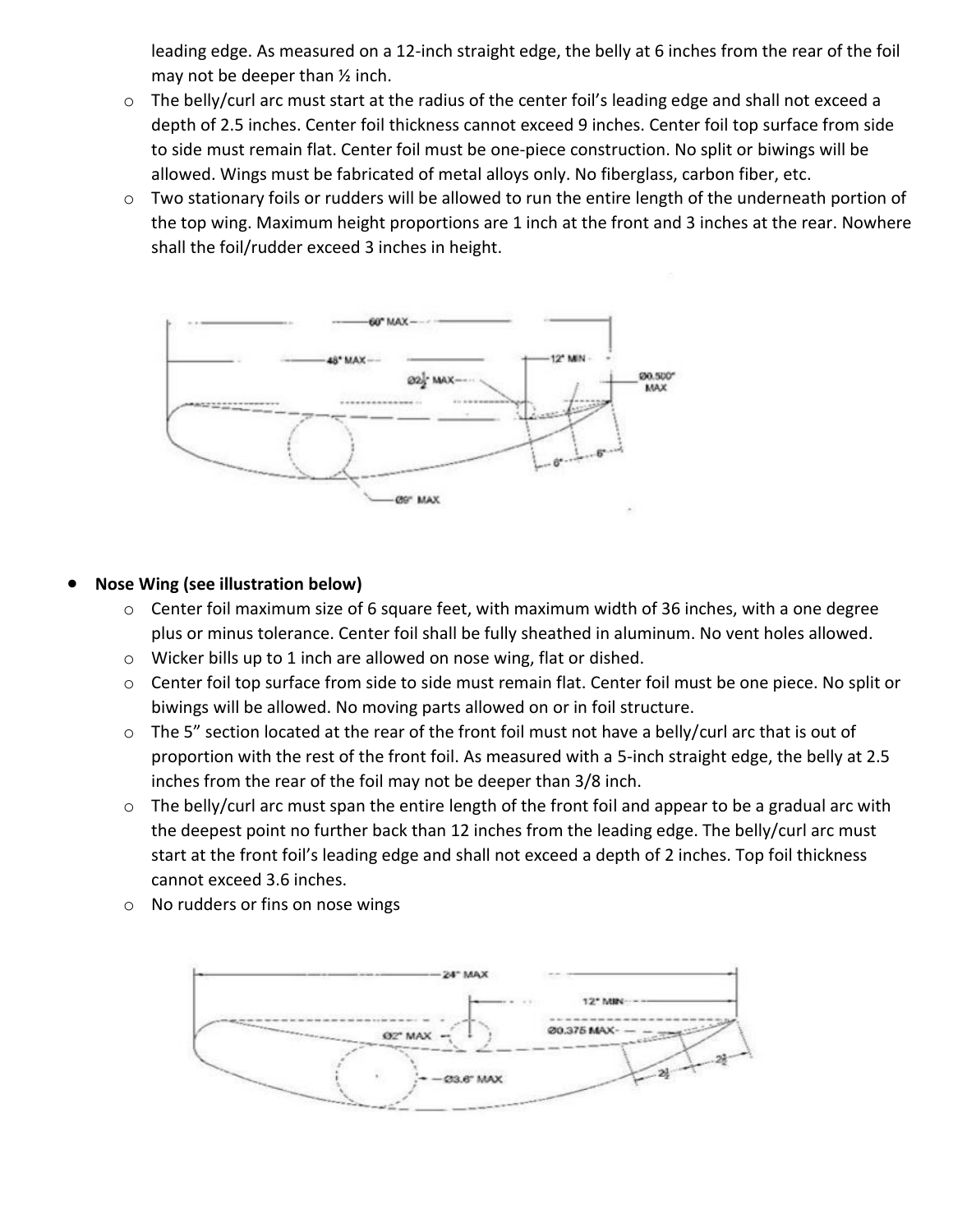leading edge. As measured on a 12-inch straight edge, the belly at 6 inches from the rear of the foil may not be deeper than ½ inch.

- The belly/curl arc must start at the radius of the center foil's leading edge and shall not exceed a depth of 2.5 inches. Center foil thickness cannot exceed 9 inches. Center foil top surface from side to side must remain flat. Center foil must be one-piece construction. No split or biwings will be allowed. Wings must be fabricated of metal alloys only. No fiberglass, carbon fiber, etc.
- Two stationary foils or rudders will be allowed to run the entire length of the underneath portion of the top wing. Maximum height proportions are 1 inch at the front and 3 inches at the rear. Nowhere shall the foil/rudder exceed 3 inches in height.

- **Nose Wing (see illustration below)**
  - Center foil maximum size of 6 square feet, with maximum width of 36 inches, with a one degree plus or minus tolerance. Center foil shall be fully sheathed in aluminum. No vent holes allowed.
  - Wicker bills up to 1 inch are allowed on nose wing, flat or dished.
  - Center foil top surface from side to side must remain flat. Center foil must be one piece. No split or biwings will be allowed. No moving parts allowed on or in foil structure.
  - The 5" section located at the rear of the front foil must not have a belly/curl arc that is out of proportion with the rest of the front foil. As measured with a 5-inch straight edge, the belly at 2.5 inches from the rear of the foil may not be deeper than 3/8 inch.
  - The belly/curl arc must span the entire length of the front foil and appear to be a gradual arc with the deepest point no further back than 12 inches from the leading edge. The belly/curl arc must start at the front foil's leading edge and shall not exceed a depth of 2 inches. Top foil thickness cannot exceed 3.6 inches.
  - No rudders or fins on nose wings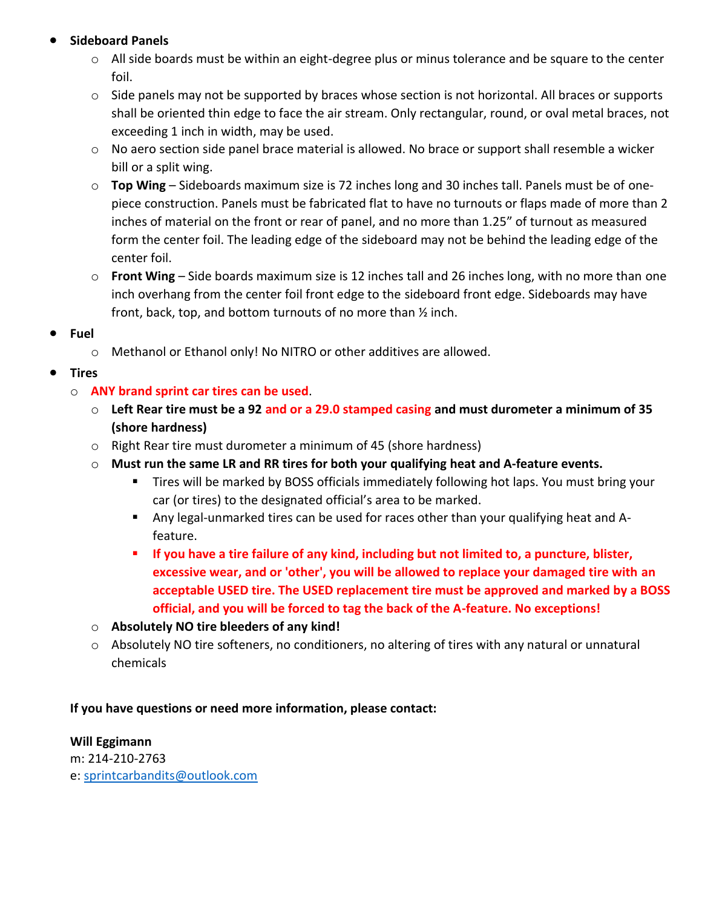- **Sideboard Panels**
  - All side boards must be within an eight-degree plus or minus tolerance and be square to the center foil.
  - Side panels may not be supported by braces whose section is not horizontal. All braces or supports shall be oriented thin edge to face the air stream. Only rectangular, round, or oval metal braces, not exceeding 1 inch in width, may be used.
  - No aero section side panel brace material is allowed. No brace or support shall resemble a wicker bill or a split wing.
  - **Top Wing** – Sideboards maximum size is 72 inches long and 30 inches tall. Panels must be of one-piece construction. Panels must be fabricated flat to have no turnouts or flaps made of more than 2 inches of material on the front or rear of panel, and no more than 1.25" of turnout as measured form the center foil. The leading edge of the sideboard may not be behind the leading edge of the center foil.
  - **Front Wing** – Side boards maximum size is 12 inches tall and 26 inches long, with no more than one inch overhang from the center foil front edge to the sideboard front edge. Sideboards may have front, back, top, and bottom turnouts of no more than ½ inch.
- **Fuel**
  - Methanol or Ethanol only! No NITRO or other additives are allowed.
- **Tires**
  - **ANY brand sprint car tires can be used**.
  - **Left Rear tire must be a 92 and or a 29.0 stamped casing and must durometer a minimum of 35 (shore hardness)**
  - Right Rear tire must durometer a minimum of 45 (shore hardness)
  - **Must run the same LR and RR tires for both your qualifying heat and A-feature events.**
    - Tires will be marked by BOSS officials immediately following hot laps. You must bring your car (or tires) to the designated official's area to be marked.
    - Any legal-unmarked tires can be used for races other than your qualifying heat and A-feature.
    - **If you have a tire failure of any kind, including but not limited to, a puncture, blister, excessive wear, and or 'other', you will be allowed to replace your damaged tire with an acceptable USED tire. The USED replacement tire must be approved and marked by a BOSS official, and you will be forced to tag the back of the A-feature. No exceptions!**
  - **Absolutely NO tire bleeders of any kind!**
  - Absolutely NO tire softeners, no conditioners, no altering of tires with any natural or unnatural chemicals

**If you have questions or need more information, please contact:**

**Will Eggimann**
m: 214-210-2763
e: sprintcarbandits@outlook.com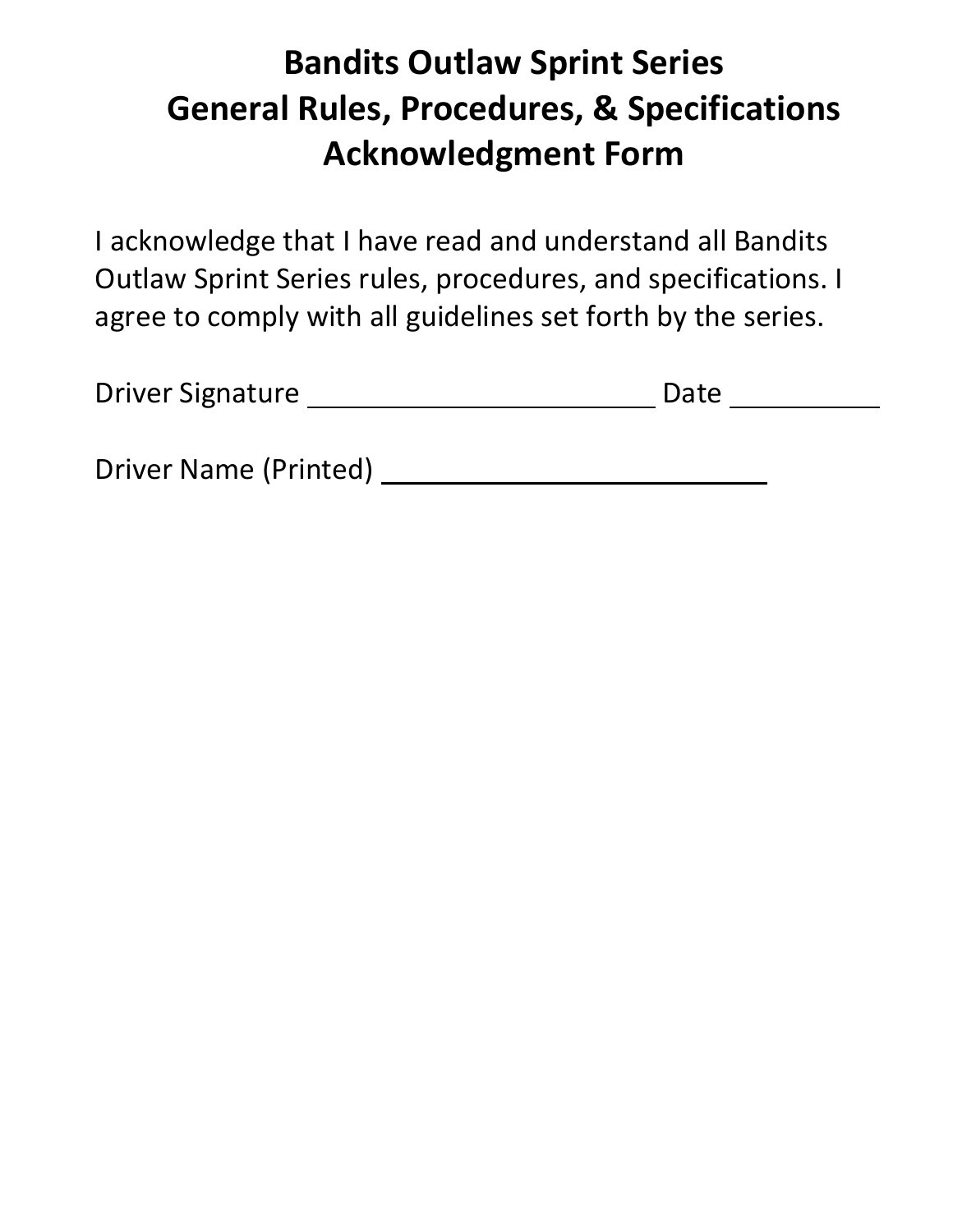# Bandits Outlaw Sprint Series
# General Rules, Procedures, & Specifications
# Acknowledgment Form

I acknowledge that I have read and understand all Bandits Outlaw Sprint Series rules, procedures, and specifications. I agree to comply with all guidelines set forth by the series.

Driver Signature ________________________ Date __________

Driver Name (Printed) ___________________________